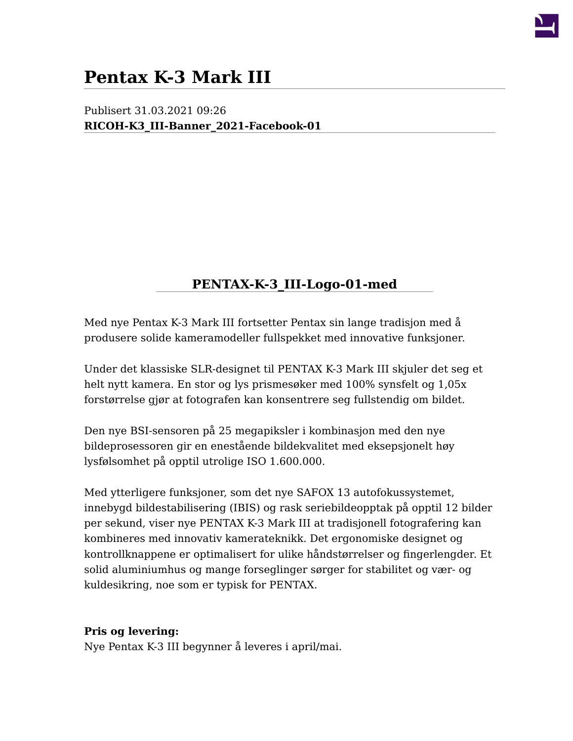# Pentax K-3 Mark III

Publisert 31.03.2021 09:26

**RICOH-K3_III-Banner_2021-Facebook-01**

**PENTAX-K-3_III-Logo-01-med**

Med nye Pentax K-3 Mark III fortsetter Pentax sin lange tradisjon med å produsere solide kameramodeller fullspekket med innovative funksjoner.

Under det klassiske SLR-designet til PENTAX K-3 Mark III skjuler det seg et helt nytt kamera. En stor og lys prismesøker med 100% synsfelt og 1,05x forstørrelse gjør at fotografen kan konsentrere seg fullstendig om bildet.

Den nye BSI-sensoren på 25 megapiksler i kombinasjon med den nye bildeprosessoren gir en enestående bildekvalitet med eksepsjonelt høy lysfølsomhet på opptil utrolige ISO 1.600.000.

Med ytterligere funksjoner, som det nye SAFOX 13 autofokussystemet, innebygd bildestabilisering (IBIS) og rask seriebildeopptak på opptil 12 bilder per sekund, viser nye PENTAX K-3 Mark III at tradisjonell fotografering kan kombineres med innovativ kamerateknikk. Det ergonomiske designet og kontrollknappene er optimalisert for ulike håndstørrelser og fingerlengder. Et solid aluminiumhus og mange forseglinger sørger for stabilitet og vær- og kuldesikring, noe som er typisk for PENTAX.

**Pris og levering:**
Nye Pentax K-3 III begynner å leveres i april/mai.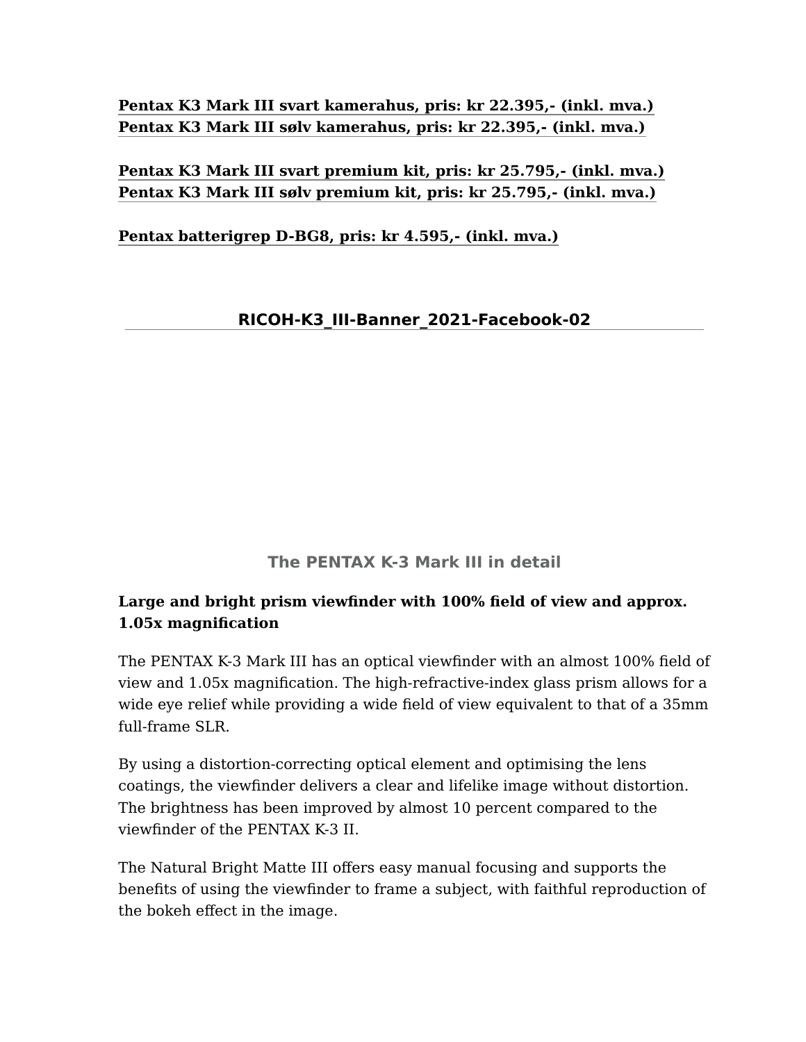**Pentax K3 Mark III svart kamerahus, pris: kr 22.395,- (inkl. mva.)**
**Pentax K3 Mark III sølv kamerahus, pris: kr 22.395,- (inkl. mva.)**

**Pentax K3 Mark III svart premium kit, pris: kr 25.795,- (inkl. mva.)**
**Pentax K3 Mark III sølv premium kit, pris: kr 25.795,- (inkl. mva.)**

**Pentax batterigrep D-BG8, pris: kr 4.595,- (inkl. mva.)**

**RICOH-K3_III-Banner_2021-Facebook-02**

## The PENTAX K-3 Mark III in detail

**Large and bright prism viewfinder with 100% field of view and approx. 1.05x magnification**

The PENTAX K-3 Mark III has an optical viewfinder with an almost 100% field of view and 1.05x magnification. The high-refractive-index glass prism allows for a wide eye relief while providing a wide field of view equivalent to that of a 35mm full-frame SLR.

By using a distortion-correcting optical element and optimising the lens coatings, the viewfinder delivers a clear and lifelike image without distortion. The brightness has been improved by almost 10 percent compared to the viewfinder of the PENTAX K-3 II.

The Natural Bright Matte III offers easy manual focusing and supports the benefits of using the viewfinder to frame a subject, with faithful reproduction of the bokeh effect in the image.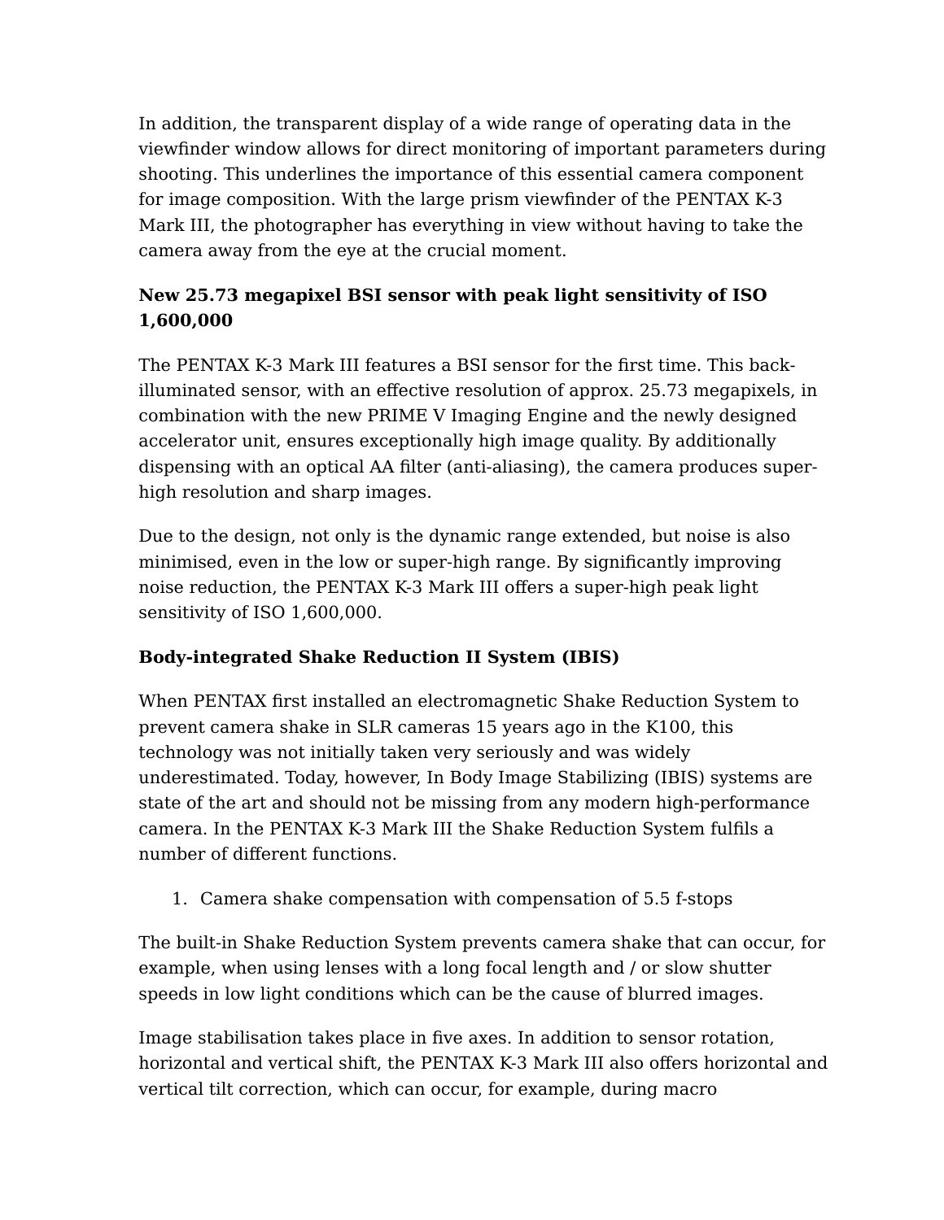In addition, the transparent display of a wide range of operating data in the viewfinder window allows for direct monitoring of important parameters during shooting. This underlines the importance of this essential camera component for image composition. With the large prism viewfinder of the PENTAX K-3 Mark III, the photographer has everything in view without having to take the camera away from the eye at the crucial moment.

**New 25.73 megapixel BSI sensor with peak light sensitivity of ISO 1,600,000**

The PENTAX K-3 Mark III features a BSI sensor for the first time. This back-illuminated sensor, with an effective resolution of approx. 25.73 megapixels, in combination with the new PRIME V Imaging Engine and the newly designed accelerator unit, ensures exceptionally high image quality. By additionally dispensing with an optical AA filter (anti-aliasing), the camera produces super-high resolution and sharp images.

Due to the design, not only is the dynamic range extended, but noise is also minimised, even in the low or super-high range. By significantly improving noise reduction, the PENTAX K-3 Mark III offers a super-high peak light sensitivity of ISO 1,600,000.

**Body-integrated Shake Reduction II System (IBIS)**

When PENTAX first installed an electromagnetic Shake Reduction System to prevent camera shake in SLR cameras 15 years ago in the K100, this technology was not initially taken very seriously and was widely underestimated. Today, however, In Body Image Stabilizing (IBIS) systems are state of the art and should not be missing from any modern high-performance camera. In the PENTAX K-3 Mark III the Shake Reduction System fulfils a number of different functions.

1. Camera shake compensation with compensation of 5.5 f-stops

The built-in Shake Reduction System prevents camera shake that can occur, for example, when using lenses with a long focal length and / or slow shutter speeds in low light conditions which can be the cause of blurred images.

Image stabilisation takes place in five axes. In addition to sensor rotation, horizontal and vertical shift, the PENTAX K-3 Mark III also offers horizontal and vertical tilt correction, which can occur, for example, during macro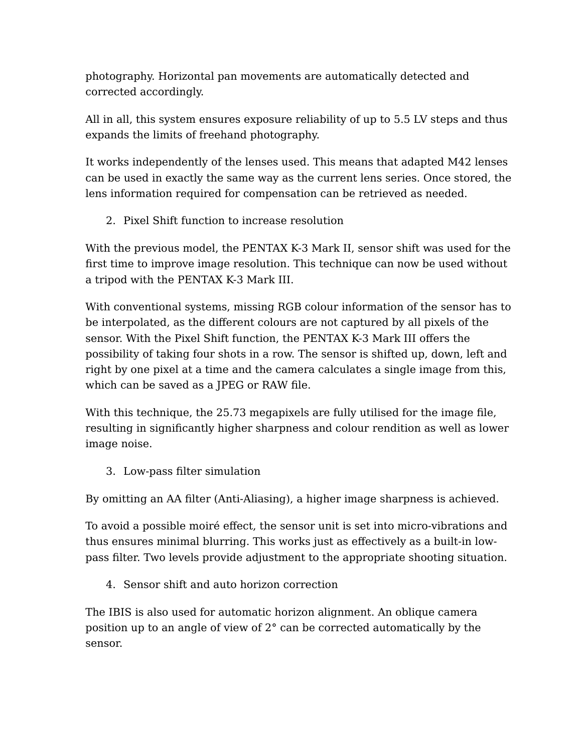photography. Horizontal pan movements are automatically detected and corrected accordingly.

All in all, this system ensures exposure reliability of up to 5.5 LV steps and thus expands the limits of freehand photography.

It works independently of the lenses used. This means that adapted M42 lenses can be used in exactly the same way as the current lens series. Once stored, the lens information required for compensation can be retrieved as needed.

2. Pixel Shift function to increase resolution

With the previous model, the PENTAX K-3 Mark II, sensor shift was used for the first time to improve image resolution. This technique can now be used without a tripod with the PENTAX K-3 Mark III.

With conventional systems, missing RGB colour information of the sensor has to be interpolated, as the different colours are not captured by all pixels of the sensor. With the Pixel Shift function, the PENTAX K-3 Mark III offers the possibility of taking four shots in a row. The sensor is shifted up, down, left and right by one pixel at a time and the camera calculates a single image from this, which can be saved as a JPEG or RAW file.

With this technique, the 25.73 megapixels are fully utilised for the image file, resulting in significantly higher sharpness and colour rendition as well as lower image noise.

3. Low-pass filter simulation

By omitting an AA filter (Anti-Aliasing), a higher image sharpness is achieved.

To avoid a possible moiré effect, the sensor unit is set into micro-vibrations and thus ensures minimal blurring. This works just as effectively as a built-in low-pass filter. Two levels provide adjustment to the appropriate shooting situation.

4. Sensor shift and auto horizon correction

The IBIS is also used for automatic horizon alignment. An oblique camera position up to an angle of view of 2° can be corrected automatically by the sensor.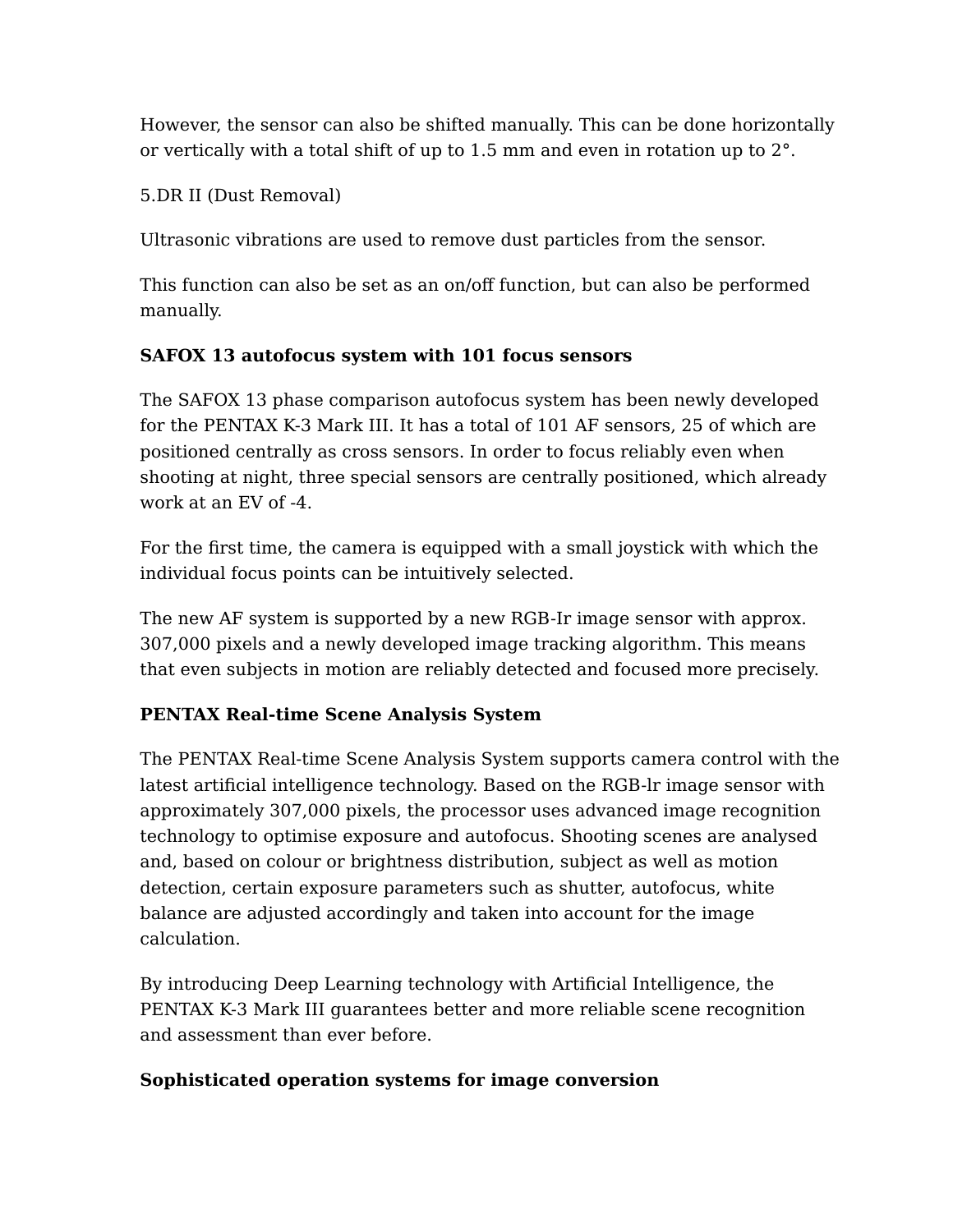However, the sensor can also be shifted manually. This can be done horizontally or vertically with a total shift of up to 1.5 mm and even in rotation up to 2°.

5.DR II (Dust Removal)

Ultrasonic vibrations are used to remove dust particles from the sensor.

This function can also be set as an on/off function, but can also be performed manually.

**SAFOX 13 autofocus system with 101 focus sensors**

The SAFOX 13 phase comparison autofocus system has been newly developed for the PENTAX K-3 Mark III. It has a total of 101 AF sensors, 25 of which are positioned centrally as cross sensors. In order to focus reliably even when shooting at night, three special sensors are centrally positioned, which already work at an EV of -4.

For the first time, the camera is equipped with a small joystick with which the individual focus points can be intuitively selected.

The new AF system is supported by a new RGB-Ir image sensor with approx. 307,000 pixels and a newly developed image tracking algorithm. This means that even subjects in motion are reliably detected and focused more precisely.

**PENTAX Real-time Scene Analysis System**

The PENTAX Real-time Scene Analysis System supports camera control with the latest artificial intelligence technology. Based on the RGB-lr image sensor with approximately 307,000 pixels, the processor uses advanced image recognition technology to optimise exposure and autofocus. Shooting scenes are analysed and, based on colour or brightness distribution, subject as well as motion detection, certain exposure parameters such as shutter, autofocus, white balance are adjusted accordingly and taken into account for the image calculation.

By introducing Deep Learning technology with Artificial Intelligence, the PENTAX K-3 Mark III guarantees better and more reliable scene recognition and assessment than ever before.

**Sophisticated operation systems for image conversion**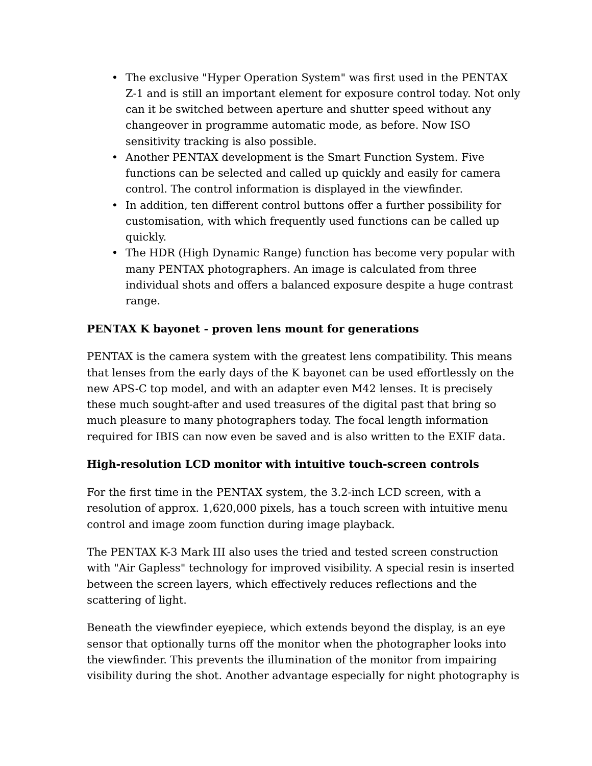- The exclusive "Hyper Operation System" was first used in the PENTAX Z-1 and is still an important element for exposure control today. Not only can it be switched between aperture and shutter speed without any changeover in programme automatic mode, as before. Now ISO sensitivity tracking is also possible.
- Another PENTAX development is the Smart Function System. Five functions can be selected and called up quickly and easily for camera control. The control information is displayed in the viewfinder.
- In addition, ten different control buttons offer a further possibility for customisation, with which frequently used functions can be called up quickly.
- The HDR (High Dynamic Range) function has become very popular with many PENTAX photographers. An image is calculated from three individual shots and offers a balanced exposure despite a huge contrast range.

**PENTAX K bayonet - proven lens mount for generations**

PENTAX is the camera system with the greatest lens compatibility. This means that lenses from the early days of the K bayonet can be used effortlessly on the new APS-C top model, and with an adapter even M42 lenses. It is precisely these much sought-after and used treasures of the digital past that bring so much pleasure to many photographers today. The focal length information required for IBIS can now even be saved and is also written to the EXIF data.

**High-resolution LCD monitor with intuitive touch-screen controls**

For the first time in the PENTAX system, the 3.2-inch LCD screen, with a resolution of approx. 1,620,000 pixels, has a touch screen with intuitive menu control and image zoom function during image playback.

The PENTAX K-3 Mark III also uses the tried and tested screen construction with "Air Gapless" technology for improved visibility. A special resin is inserted between the screen layers, which effectively reduces reflections and the scattering of light.

Beneath the viewfinder eyepiece, which extends beyond the display, is an eye sensor that optionally turns off the monitor when the photographer looks into the viewfinder. This prevents the illumination of the monitor from impairing visibility during the shot. Another advantage especially for night photography is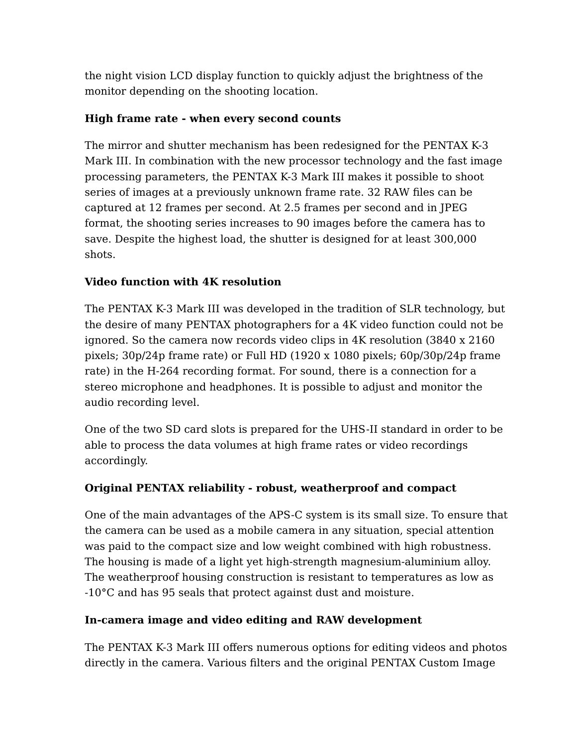the night vision LCD display function to quickly adjust the brightness of the monitor depending on the shooting location.

**High frame rate - when every second counts**

The mirror and shutter mechanism has been redesigned for the PENTAX K-3 Mark III. In combination with the new processor technology and the fast image processing parameters, the PENTAX K-3 Mark III makes it possible to shoot series of images at a previously unknown frame rate. 32 RAW files can be captured at 12 frames per second. At 2.5 frames per second and in JPEG format, the shooting series increases to 90 images before the camera has to save. Despite the highest load, the shutter is designed for at least 300,000 shots.

**Video function with 4K resolution**

The PENTAX K-3 Mark III was developed in the tradition of SLR technology, but the desire of many PENTAX photographers for a 4K video function could not be ignored. So the camera now records video clips in 4K resolution (3840 x 2160 pixels; 30p/24p frame rate) or Full HD (1920 x 1080 pixels; 60p/30p/24p frame rate) in the H-264 recording format. For sound, there is a connection for a stereo microphone and headphones. It is possible to adjust and monitor the audio recording level.

One of the two SD card slots is prepared for the UHS-II standard in order to be able to process the data volumes at high frame rates or video recordings accordingly.

**Original PENTAX reliability - robust, weatherproof and compact**

One of the main advantages of the APS-C system is its small size. To ensure that the camera can be used as a mobile camera in any situation, special attention was paid to the compact size and low weight combined with high robustness. The housing is made of a light yet high-strength magnesium-aluminium alloy. The weatherproof housing construction is resistant to temperatures as low as -10°C and has 95 seals that protect against dust and moisture.

**In-camera image and video editing and RAW development**

The PENTAX K-3 Mark III offers numerous options for editing videos and photos directly in the camera. Various filters and the original PENTAX Custom Image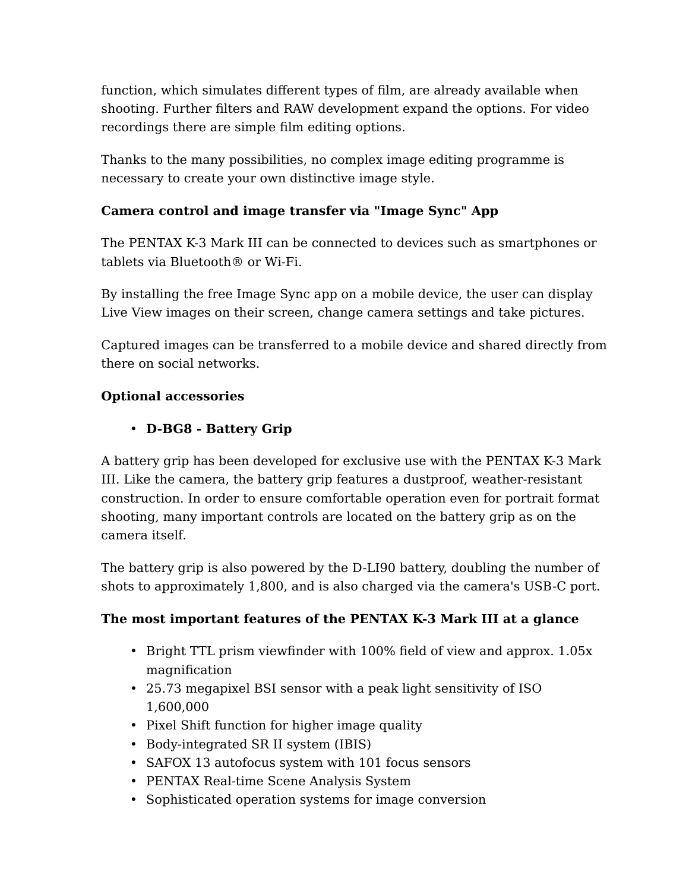function, which simulates different types of film, are already available when shooting. Further filters and RAW development expand the options. For video recordings there are simple film editing options.

Thanks to the many possibilities, no complex image editing programme is necessary to create your own distinctive image style.

**Camera control and image transfer via "Image Sync" App**

The PENTAX K-3 Mark III can be connected to devices such as smartphones or tablets via Bluetooth® or Wi-Fi.

By installing the free Image Sync app on a mobile device, the user can display Live View images on their screen, change camera settings and take pictures.

Captured images can be transferred to a mobile device and shared directly from there on social networks.

**Optional accessories**

- **D-BG8 - Battery Grip**

A battery grip has been developed for exclusive use with the PENTAX K-3 Mark III. Like the camera, the battery grip features a dustproof, weather-resistant construction. In order to ensure comfortable operation even for portrait format shooting, many important controls are located on the battery grip as on the camera itself.

The battery grip is also powered by the D-LI90 battery, doubling the number of shots to approximately 1,800, and is also charged via the camera's USB-C port.

**The most important features of the PENTAX K-3 Mark III at a glance**

- Bright TTL prism viewfinder with 100% field of view and approx. 1.05x magnification
- 25.73 megapixel BSI sensor with a peak light sensitivity of ISO 1,600,000
- Pixel Shift function for higher image quality
- Body-integrated SR II system (IBIS)
- SAFOX 13 autofocus system with 101 focus sensors
- PENTAX Real-time Scene Analysis System
- Sophisticated operation systems for image conversion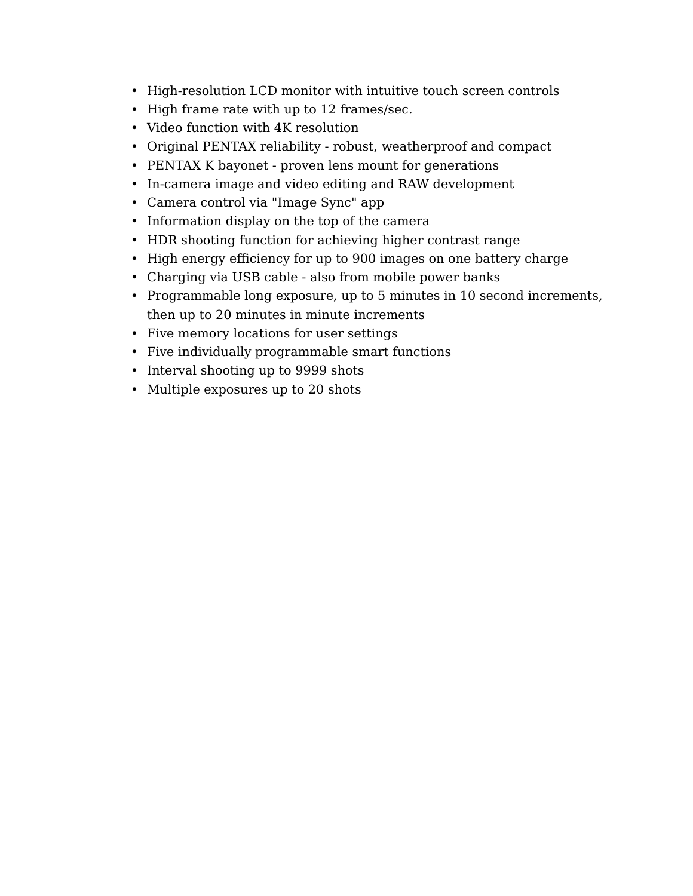- High-resolution LCD monitor with intuitive touch screen controls
- High frame rate with up to 12 frames/sec.
- Video function with 4K resolution
- Original PENTAX reliability - robust, weatherproof and compact
- PENTAX K bayonet - proven lens mount for generations
- In-camera image and video editing and RAW development
- Camera control via "Image Sync" app
- Information display on the top of the camera
- HDR shooting function for achieving higher contrast range
- High energy efficiency for up to 900 images on one battery charge
- Charging via USB cable - also from mobile power banks
- Programmable long exposure, up to 5 minutes in 10 second increments, then up to 20 minutes in minute increments
- Five memory locations for user settings
- Five individually programmable smart functions
- Interval shooting up to 9999 shots
- Multiple exposures up to 20 shots